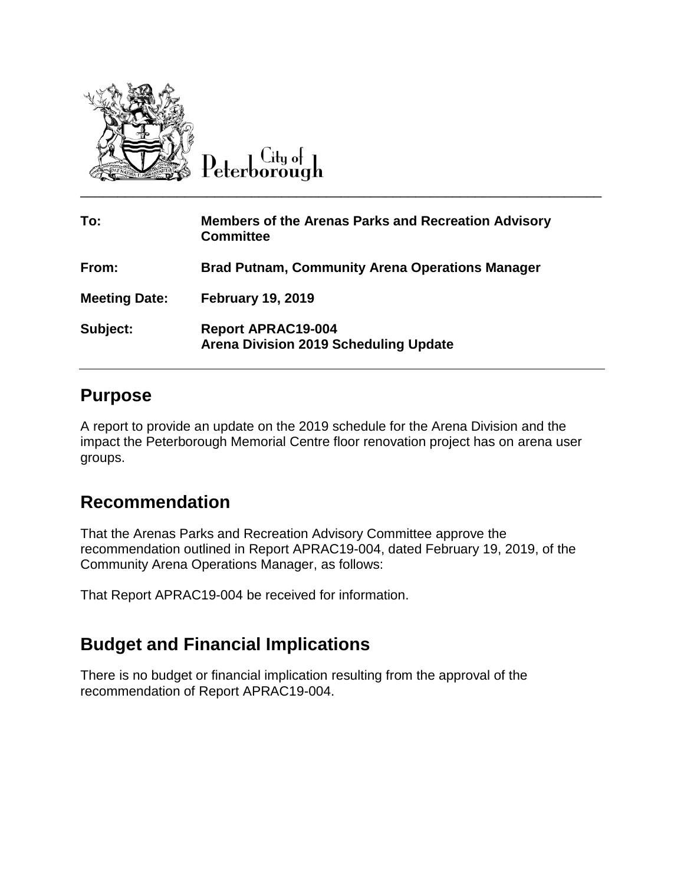City of Peterborough

| | |
|---|---|
| **To:** | **Members of the Arenas Parks and Recreation Advisory Committee** |
| **From:** | **Brad Putnam, Community Arena Operations Manager** |
| **Meeting Date:** | **February 19, 2019** |
| **Subject:** | **Report APRAC19-004**<br>**Arena Division 2019 Scheduling Update** |

## Purpose

A report to provide an update on the 2019 schedule for the Arena Division and the impact the Peterborough Memorial Centre floor renovation project has on arena user groups.

## Recommendation

That the Arenas Parks and Recreation Advisory Committee approve the recommendation outlined in Report APRAC19-004, dated February 19, 2019, of the Community Arena Operations Manager, as follows:

That Report APRAC19-004 be received for information.

## Budget and Financial Implications

There is no budget or financial implication resulting from the approval of the recommendation of Report APRAC19-004.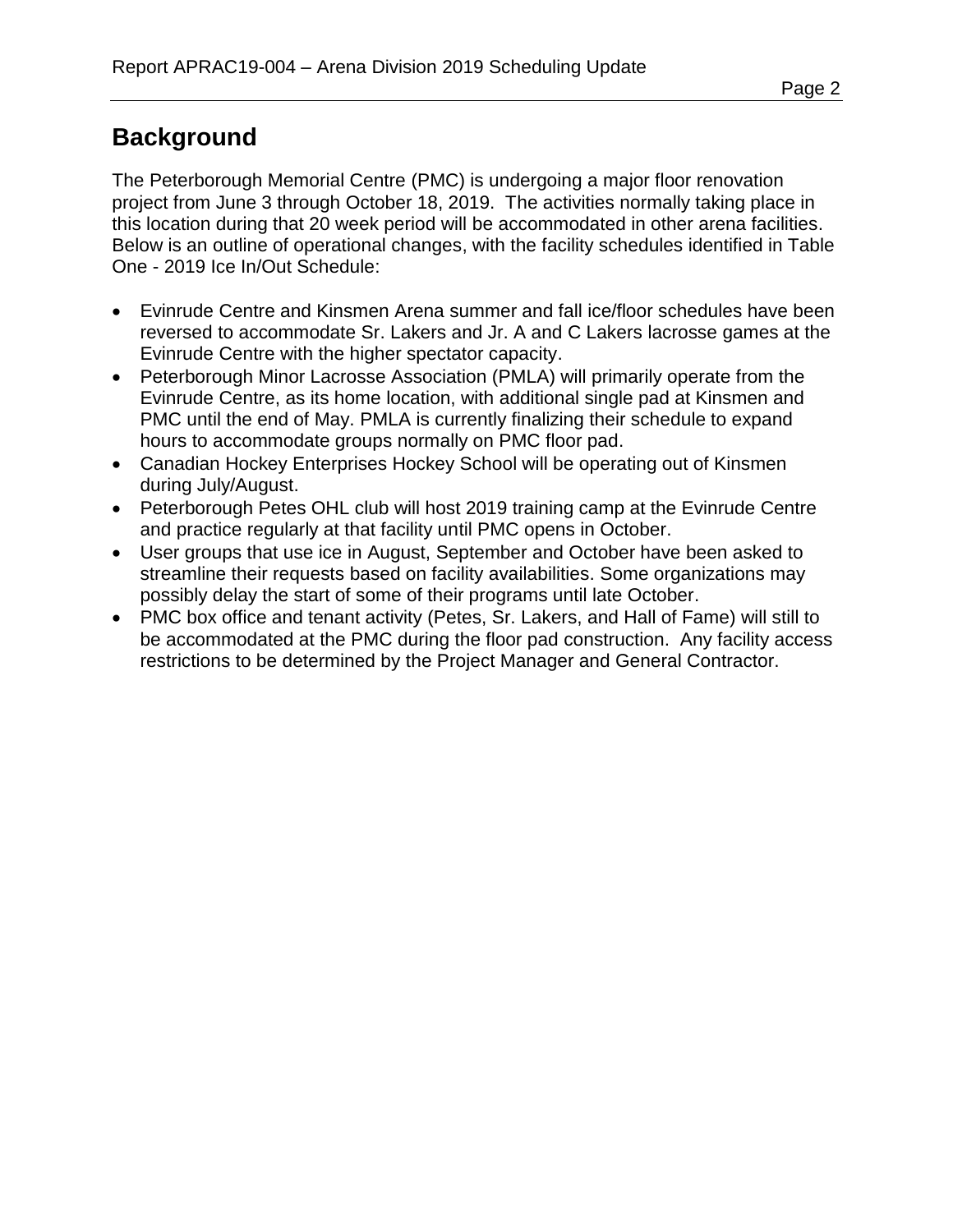## Background

The Peterborough Memorial Centre (PMC) is undergoing a major floor renovation project from June 3 through October 18, 2019. The activities normally taking place in this location during that 20 week period will be accommodated in other arena facilities. Below is an outline of operational changes, with the facility schedules identified in Table One - 2019 Ice In/Out Schedule:

- Evinrude Centre and Kinsmen Arena summer and fall ice/floor schedules have been reversed to accommodate Sr. Lakers and Jr. A and C Lakers lacrosse games at the Evinrude Centre with the higher spectator capacity.
- Peterborough Minor Lacrosse Association (PMLA) will primarily operate from the Evinrude Centre, as its home location, with additional single pad at Kinsmen and PMC until the end of May. PMLA is currently finalizing their schedule to expand hours to accommodate groups normally on PMC floor pad.
- Canadian Hockey Enterprises Hockey School will be operating out of Kinsmen during July/August.
- Peterborough Petes OHL club will host 2019 training camp at the Evinrude Centre and practice regularly at that facility until PMC opens in October.
- User groups that use ice in August, September and October have been asked to streamline their requests based on facility availabilities. Some organizations may possibly delay the start of some of their programs until late October.
- PMC box office and tenant activity (Petes, Sr. Lakers, and Hall of Fame) will still to be accommodated at the PMC during the floor pad construction. Any facility access restrictions to be determined by the Project Manager and General Contractor.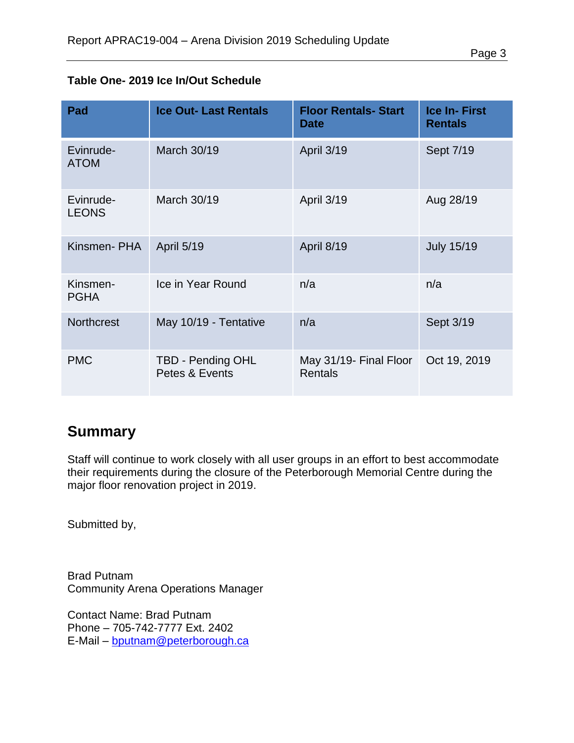**Table One- 2019 Ice In/Out Schedule**

| Pad | Ice Out- Last Rentals | Floor Rentals- Start Date | Ice In- First Rentals |
|---|---|---|---|
| Evinrude- ATOM | March 30/19 | April 3/19 | Sept 7/19 |
| Evinrude- LEONS | March 30/19 | April 3/19 | Aug 28/19 |
| Kinsmen- PHA | April 5/19 | April 8/19 | July 15/19 |
| Kinsmen- PGHA | Ice in Year Round | n/a | n/a |
| Northcrest | May 10/19 - Tentative | n/a | Sept 3/19 |
| PMC | TBD - Pending OHL Petes & Events | May 31/19- Final Floor Rentals | Oct 19, 2019 |

## Summary

Staff will continue to work closely with all user groups in an effort to best accommodate their requirements during the closure of the Peterborough Memorial Centre during the major floor renovation project in 2019.

Submitted by,

Brad Putnam
Community Arena Operations Manager

Contact Name: Brad Putnam
Phone – 705-742-7777 Ext. 2402
E-Mail – bputnam@peterborough.ca